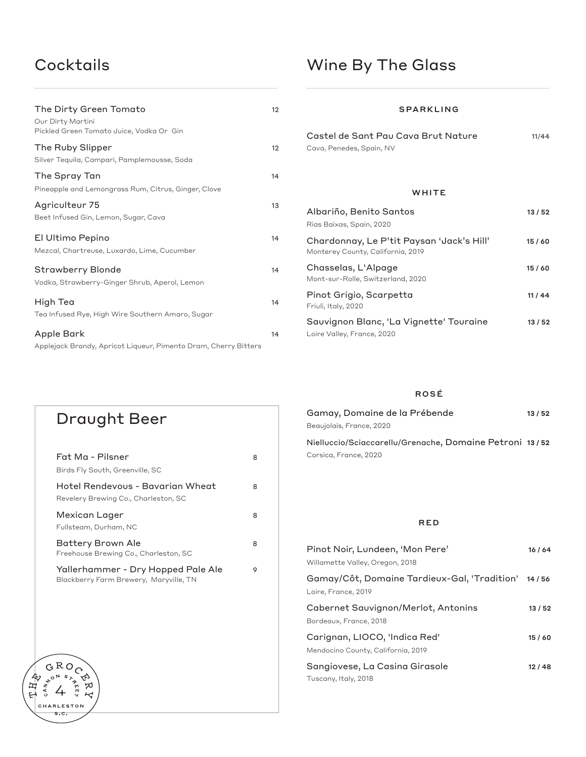## Cocktails

| Cocktail | Price |
|---|---|
| **The Dirty Green Tomato**<br>Our Dirty Martini<br>Pickled Green Tomato Juice, Vodka Or Gin | 12 |
| **The Ruby Slipper**<br>Silver Tequila, Campari, Pamplemousse, Soda | 12 |
| **The Spray Tan**<br>Pineapple and Lemongrass Rum, Citrus, Ginger, Clove | 14 |
| **Agriculteur 75**<br>Beet Infused Gin, Lemon, Sugar, Cava | 13 |
| **El Ultimo Pepino**<br>Mezcal, Chartreuse, Luxardo, Lime, Cucumber | 14 |
| **Strawberry Blonde**<br>Vodka, Strawberry-Ginger Shrub, Aperol, Lemon | 14 |
| **High Tea**<br>Tea Infused Rye, High Wire Southern Amaro, Sugar | 14 |
| **Apple Bark**<br>Applejack Brandy, Apricot Liqueur, Pimento Dram, Cherry Bitters | 14 |

## Draught Beer

| Beer | Price |
|---|---|
| **Fat Ma - Pilsner**<br>Birds Fly South, Greenville, SC | 8 |
| **Hotel Rendevous - Bavarian Wheat**<br>Revelery Brewing Co., Charleston, SC | 8 |
| **Mexican Lager**<br>Fullsteam, Durham, NC | 8 |
| **Battery Brown Ale**<br>Freehouse Brewing Co., Charleston, SC | 8 |
| **Yallerhammer - Dry Hopped Pale Ale**<br>Blackberry Farm Brewery, Maryville, TN | 9 |

The Grocery · 4 Cannon Street · Charleston S.C.

## Wine By The Glass

### SPARKLING

| Wine | Price |
|---|---|
| **Castel de Sant Pau Cava Brut Nature**<br>Cava, Penedes, Spain, NV | 11/44 |

### WHITE

| Wine | Price |
|---|---|
| **Albariño, Benito Santos**<br>Rias Baixas, Spain, 2020 | 13 / 52 |
| **Chardonnay, Le P'tit Paysan 'Jack's Hill'**<br>Monterey County, California, 2019 | 15 / 60 |
| **Chasselas, L'Alpage**<br>Mont-sur-Rolle, Switzerland, 2020 | 15 / 60 |
| **Pinot Grigio, Scarpetta**<br>Friuli, Italy, 2020 | 11 / 44 |
| **Sauvignon Blanc, 'La Vignette' Touraine**<br>Loire Valley, France, 2020 | 13 / 52 |

### ROSÉ

| Wine | Price |
|---|---|
| **Gamay, Domaine de la Prébende**<br>Beaujolais, France, 2020 | 13 / 52 |
| **Nielluccio/Sciaccarellu/Grenache, Domaine Petroni**<br>Corsica, France, 2020 | 13 / 52 |

### RED

| Wine | Price |
|---|---|
| **Pinot Noir, Lundeen, 'Mon Pere'**<br>Willamette Valley, Oregon, 2018 | 16 / 64 |
| **Gamay/Côt, Domaine Tardieux-Gal, 'Tradition'**<br>Loire, France, 2019 | 14 / 56 |
| **Cabernet Sauvignon/Merlot, Antonins**<br>Bordeaux, France, 2018 | 13 / 52 |
| **Carignan, LIOCO, 'Indica Red'**<br>Mendocino County, California, 2019 | 15 / 60 |
| **Sangiovese, La Casina Girasole**<br>Tuscany, Italy, 2018 | 12 / 48 |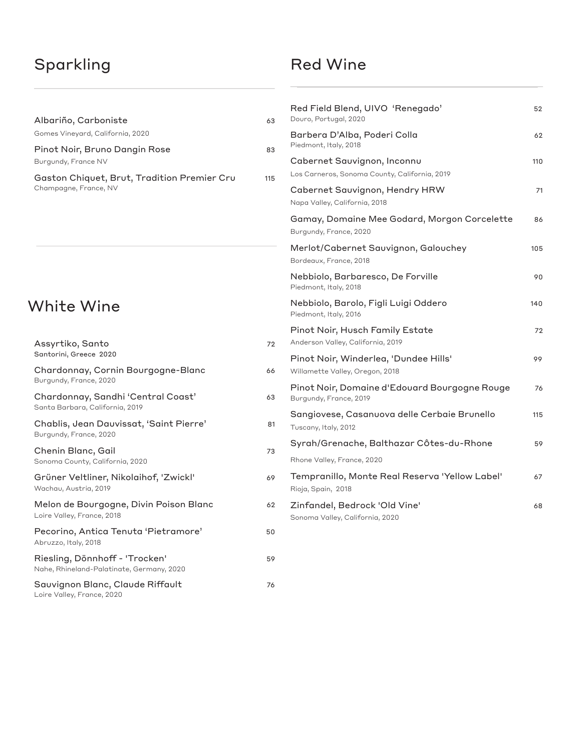## Sparkling

Albariño, Carboniste — 63
Gomes Vineyard, California, 2020

Pinot Noir, Bruno Dangin Rose — 83
Burgundy, France NV

Gaston Chiquet, Brut, Tradition Premier Cru — 115
Champagne, France, NV

## White Wine

Assyrtiko, Santo — 72
Santorini, Greece 2020

Chardonnay, Cornin Bourgogne-Blanc — 66
Burgundy, France, 2020

Chardonnay, Sandhi 'Central Coast' — 63
Santa Barbara, California, 2019

Chablis, Jean Dauvissat, 'Saint Pierre' — 81
Burgundy, France, 2020

Chenin Blanc, Gail — 73
Sonoma County, California, 2020

Grüner Veltliner, Nikolaihof, 'Zwickl' — 69
Wachau, Austria, 2019

Melon de Bourgogne, Divin Poison Blanc — 62
Loire Valley, France, 2018

Pecorino, Antica Tenuta 'Pietramore' — 50
Abruzzo, Italy, 2018

Riesling, Dönnhoff - 'Trocken' — 59
Nahe, Rhineland-Palatinate, Germany, 2020

Sauvignon Blanc, Claude Riffault — 76
Loire Valley, France, 2020

## Red Wine

Red Field Blend, UIVO 'Renegado' — 52
Douro, Portugal, 2020

Barbera D'Alba, Poderi Colla — 62
Piedmont, Italy, 2018

Cabernet Sauvignon, Inconnu — 110
Los Carneros, Sonoma County, California, 2019

Cabernet Sauvignon, Hendry HRW — 71
Napa Valley, California, 2018

Gamay, Domaine Mee Godard, Morgon Corcelette — 86
Burgundy, France, 2020

Merlot/Cabernet Sauvignon, Galouchey — 105
Bordeaux, France, 2018

Nebbiolo, Barbaresco, De Forville — 90
Piedmont, Italy, 2018

Nebbiolo, Barolo, Figli Luigi Oddero — 140
Piedmont, Italy, 2016

Pinot Noir, Husch Family Estate — 72
Anderson Valley, California, 2019

Pinot Noir, Winderlea, 'Dundee Hills' — 99
Willamette Valley, Oregon, 2018

Pinot Noir, Domaine d'Edouard Bourgogne Rouge — 76
Burgundy, France, 2019

Sangiovese, Casanuova delle Cerbaie Brunello — 115
Tuscany, Italy, 2012

Syrah/Grenache, Balthazar Côtes-du-Rhone — 59
Rhone Valley, France, 2020

Tempranillo, Monte Real Reserva 'Yellow Label' — 67
Rioja, Spain, 2018

Zinfandel, Bedrock 'Old Vine' — 68
Sonoma Valley, California, 2020